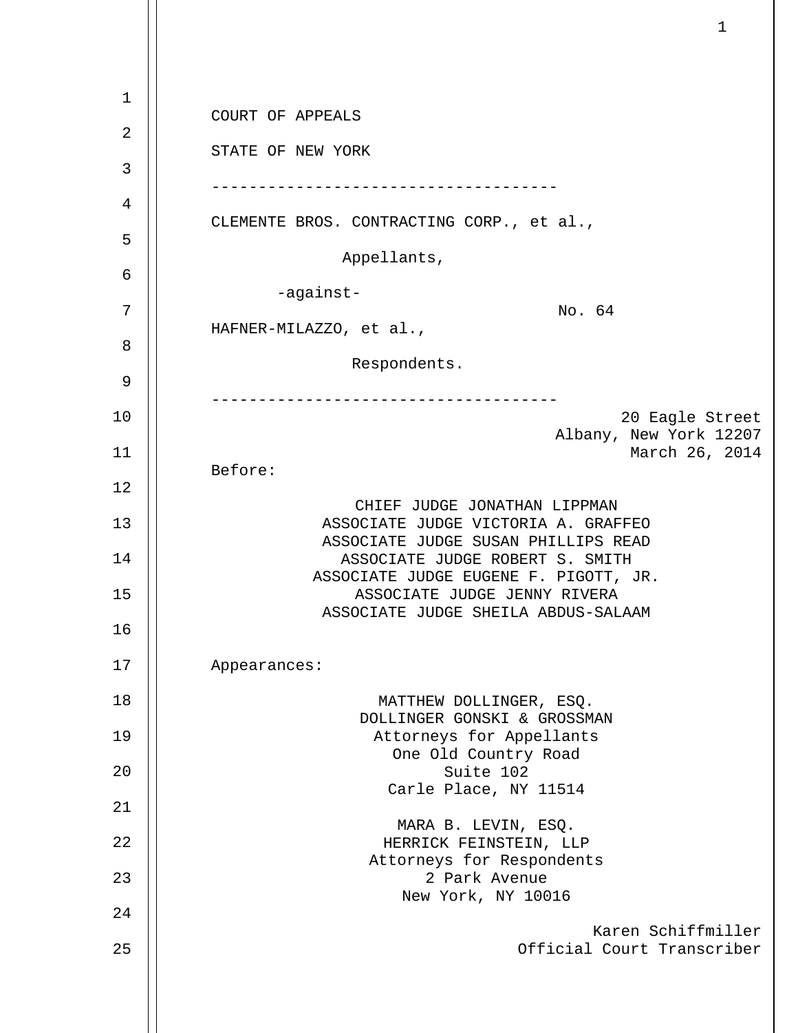COURT OF APPEALS

STATE OF NEW YORK

------------------------------------

CLEMENTE BROS. CONTRACTING CORP., et al.,

Appellants,

-against-

No. 64

HAFNER-MILAZZO, et al.,

Respondents.

------------------------------------

20 Eagle Street
Albany, New York 12207
March 26, 2014

Before:

CHIEF JUDGE JONATHAN LIPPMAN
ASSOCIATE JUDGE VICTORIA A. GRAFFEO
ASSOCIATE JUDGE SUSAN PHILLIPS READ
ASSOCIATE JUDGE ROBERT S. SMITH
ASSOCIATE JUDGE EUGENE F. PIGOTT, JR.
ASSOCIATE JUDGE JENNY RIVERA
ASSOCIATE JUDGE SHEILA ABDUS-SALAAM

Appearances:

MATTHEW DOLLINGER, ESQ.
DOLLINGER GONSKI & GROSSMAN
Attorneys for Appellants
One Old Country Road
Suite 102
Carle Place, NY 11514

MARA B. LEVIN, ESQ.
HERRICK FEINSTEIN, LLP
Attorneys for Respondents
2 Park Avenue
New York, NY 10016

Karen Schiffmiller
Official Court Transcriber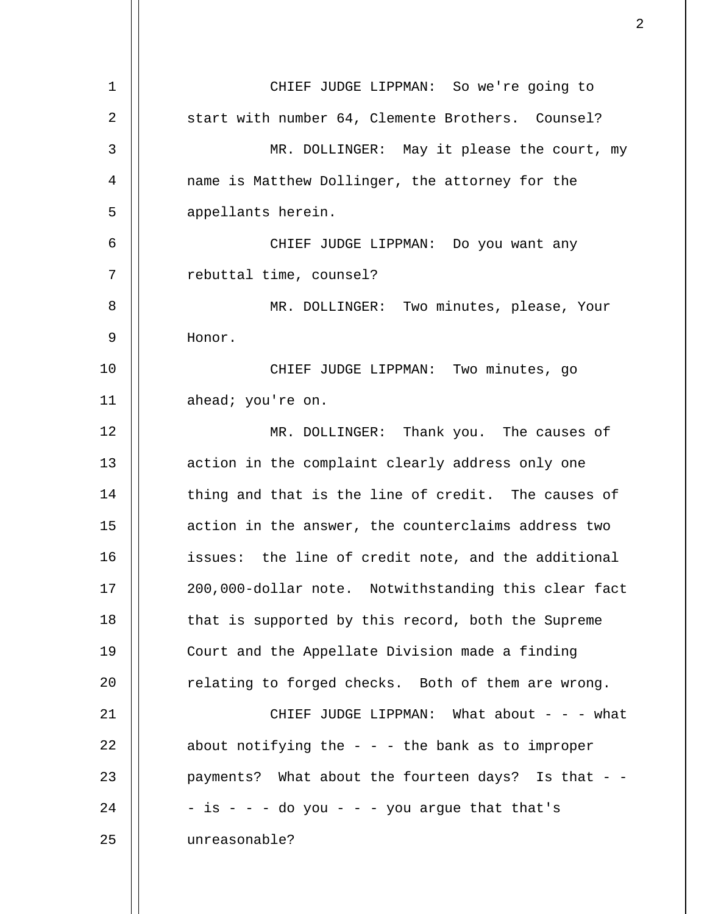CHIEF JUDGE LIPPMAN: So we're going to start with number 64, Clemente Brothers. Counsel?

MR. DOLLINGER: May it please the court, my name is Matthew Dollinger, the attorney for the appellants herein.

CHIEF JUDGE LIPPMAN: Do you want any rebuttal time, counsel?

MR. DOLLINGER: Two minutes, please, Your Honor.

CHIEF JUDGE LIPPMAN: Two minutes, go ahead; you're on.

MR. DOLLINGER: Thank you. The causes of action in the complaint clearly address only one thing and that is the line of credit. The causes of action in the answer, the counterclaims address two issues: the line of credit note, and the additional 200,000-dollar note. Notwithstanding this clear fact that is supported by this record, both the Supreme Court and the Appellate Division made a finding relating to forged checks. Both of them are wrong.

CHIEF JUDGE LIPPMAN: What about - - - what about notifying the - - - the bank as to improper payments? What about the fourteen days? Is that - - - is - - - do you - - - you argue that that's unreasonable?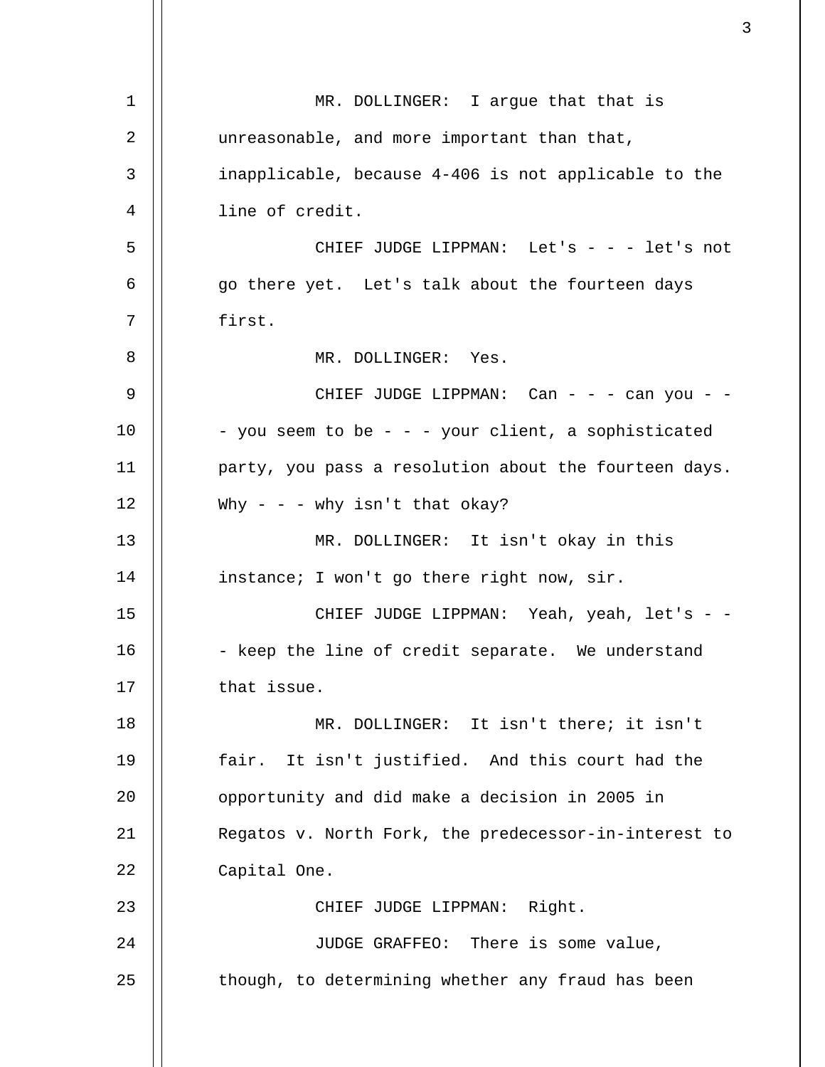MR. DOLLINGER: I argue that that is unreasonable, and more important than that, inapplicable, because 4-406 is not applicable to the line of credit.

CHIEF JUDGE LIPPMAN: Let's - - - let's not go there yet. Let's talk about the fourteen days first.

MR. DOLLINGER: Yes.

CHIEF JUDGE LIPPMAN: Can - - - can you - - - you seem to be - - - your client, a sophisticated party, you pass a resolution about the fourteen days. Why - - - why isn't that okay?

MR. DOLLINGER: It isn't okay in this instance; I won't go there right now, sir.

CHIEF JUDGE LIPPMAN: Yeah, yeah, let's - - - keep the line of credit separate. We understand that issue.

MR. DOLLINGER: It isn't there; it isn't fair. It isn't justified. And this court had the opportunity and did make a decision in 2005 in Regatos v. North Fork, the predecessor-in-interest to Capital One.

CHIEF JUDGE LIPPMAN: Right.

JUDGE GRAFFEO: There is some value, though, to determining whether any fraud has been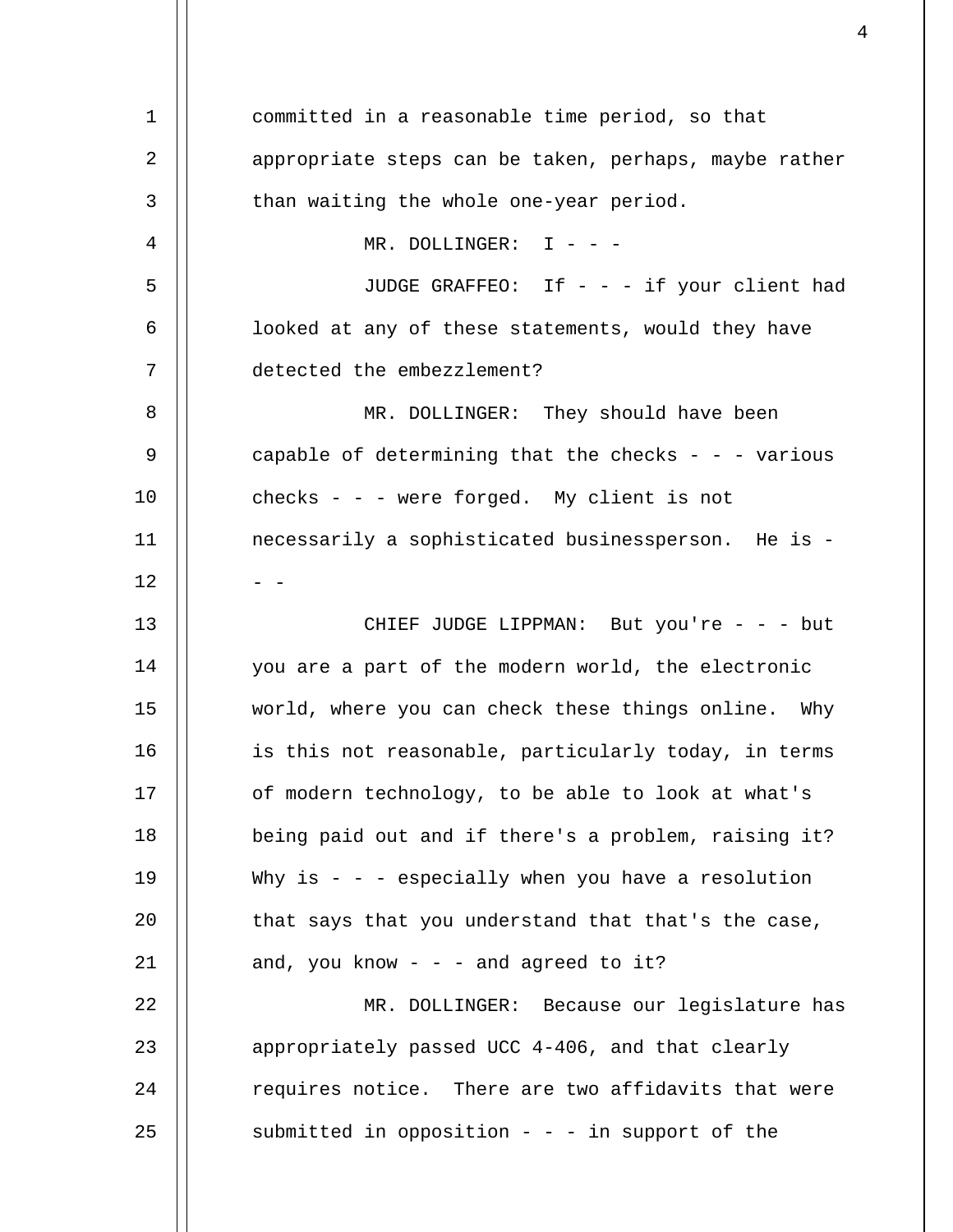committed in a reasonable time period, so that appropriate steps can be taken, perhaps, maybe rather than waiting the whole one-year period.

MR. DOLLINGER: I - - -

JUDGE GRAFFEO: If - - - if your client had looked at any of these statements, would they have detected the embezzlement?

MR. DOLLINGER: They should have been capable of determining that the checks - - - various checks - - - were forged. My client is not necessarily a sophisticated businessperson. He is - - -

CHIEF JUDGE LIPPMAN: But you're - - - but you are a part of the modern world, the electronic world, where you can check these things online. Why is this not reasonable, particularly today, in terms of modern technology, to be able to look at what's being paid out and if there's a problem, raising it? Why is - - - especially when you have a resolution that says that you understand that that's the case, and, you know - - - and agreed to it?

MR. DOLLINGER: Because our legislature has appropriately passed UCC 4-406, and that clearly requires notice. There are two affidavits that were submitted in opposition - - - in support of the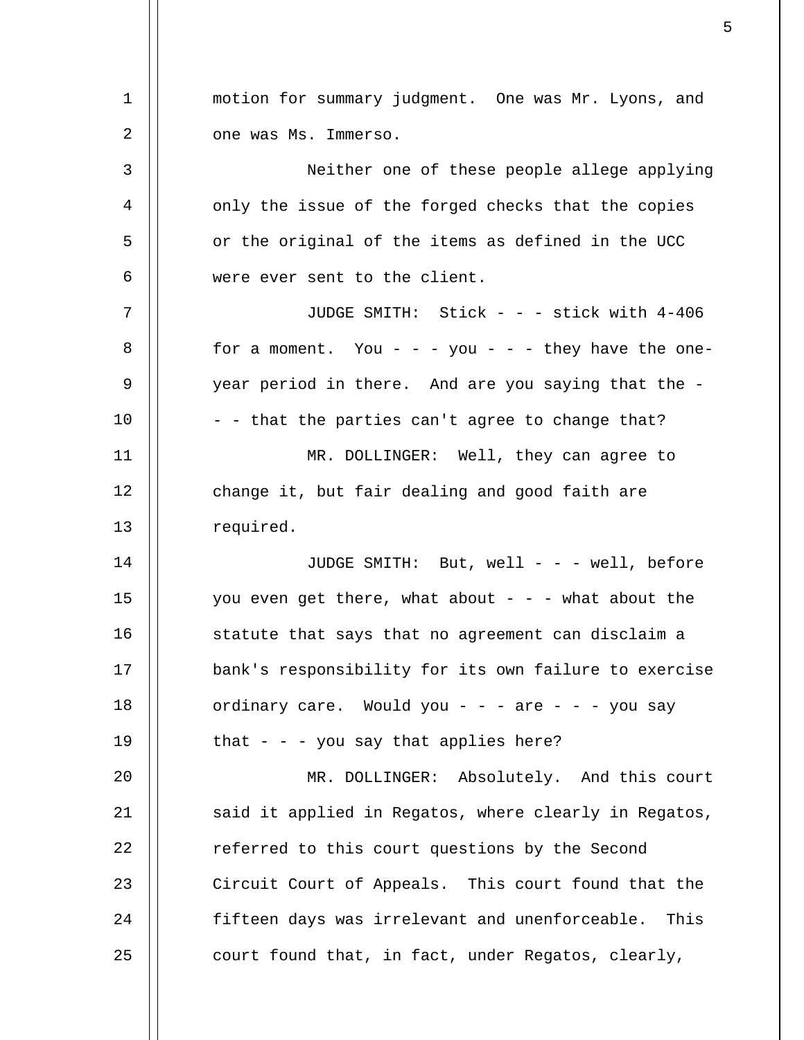motion for summary judgment. One was Mr. Lyons, and one was Ms. Immerso.

Neither one of these people allege applying only the issue of the forged checks that the copies or the original of the items as defined in the UCC were ever sent to the client.

JUDGE SMITH: Stick - - - stick with 4-406 for a moment. You - - - you - - - they have the one-year period in there. And are you saying that the - - - that the parties can't agree to change that?

MR. DOLLINGER: Well, they can agree to change it, but fair dealing and good faith are required.

JUDGE SMITH: But, well - - - well, before you even get there, what about - - - what about the statute that says that no agreement can disclaim a bank's responsibility for its own failure to exercise ordinary care. Would you - - - are - - - you say that - - - you say that applies here?

MR. DOLLINGER: Absolutely. And this court said it applied in Regatos, where clearly in Regatos, referred to this court questions by the Second Circuit Court of Appeals. This court found that the fifteen days was irrelevant and unenforceable. This court found that, in fact, under Regatos, clearly,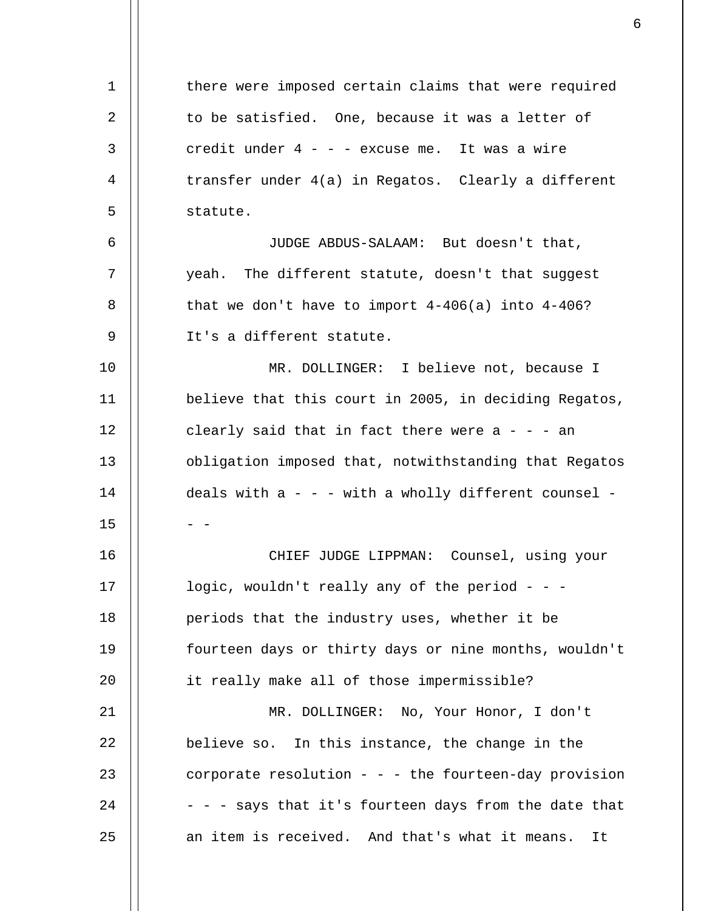there were imposed certain claims that were required to be satisfied. One, because it was a letter of credit under 4 - - - excuse me. It was a wire transfer under 4(a) in Regatos. Clearly a different statute.

JUDGE ABDUS-SALAAM: But doesn't that, yeah. The different statute, doesn't that suggest that we don't have to import 4-406(a) into 4-406? It's a different statute.

MR. DOLLINGER: I believe not, because I believe that this court in 2005, in deciding Regatos, clearly said that in fact there were a - - - an obligation imposed that, notwithstanding that Regatos deals with a - - - with a wholly different counsel - - -

CHIEF JUDGE LIPPMAN: Counsel, using your logic, wouldn't really any of the period - - - periods that the industry uses, whether it be fourteen days or thirty days or nine months, wouldn't it really make all of those impermissible?

MR. DOLLINGER: No, Your Honor, I don't believe so. In this instance, the change in the corporate resolution - - - the fourteen-day provision - - - says that it's fourteen days from the date that an item is received. And that's what it means. It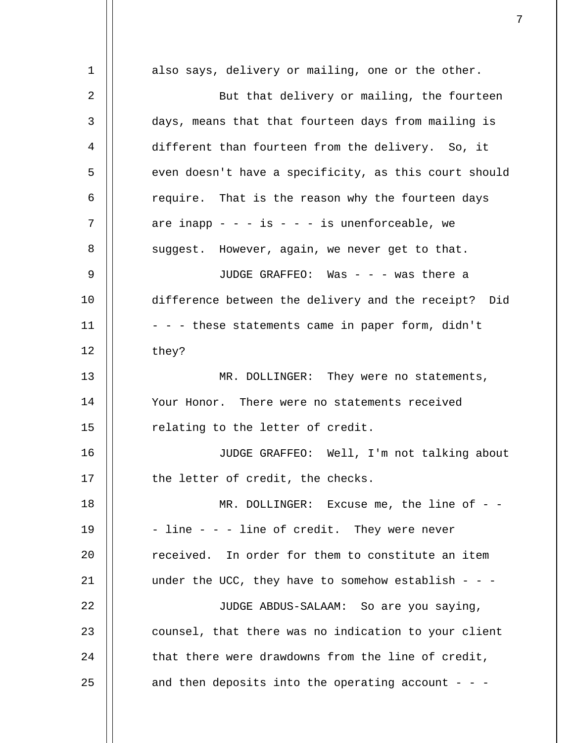also says, delivery or mailing, one or the other.

But that delivery or mailing, the fourteen days, means that that fourteen days from mailing is different than fourteen from the delivery. So, it even doesn't have a specificity, as this court should require. That is the reason why the fourteen days are inapp - - - is - - - is unenforceable, we suggest. However, again, we never get to that.

JUDGE GRAFFEO: Was - - - was there a difference between the delivery and the receipt? Did - - - these statements came in paper form, didn't they?

MR. DOLLINGER: They were no statements, Your Honor. There were no statements received relating to the letter of credit.

JUDGE GRAFFEO: Well, I'm not talking about the letter of credit, the checks.

MR. DOLLINGER: Excuse me, the line of - - - line - - - line of credit. They were never received. In order for them to constitute an item under the UCC, they have to somehow establish - - -

JUDGE ABDUS-SALAAM: So are you saying, counsel, that there was no indication to your client that there were drawdowns from the line of credit, and then deposits into the operating account - - -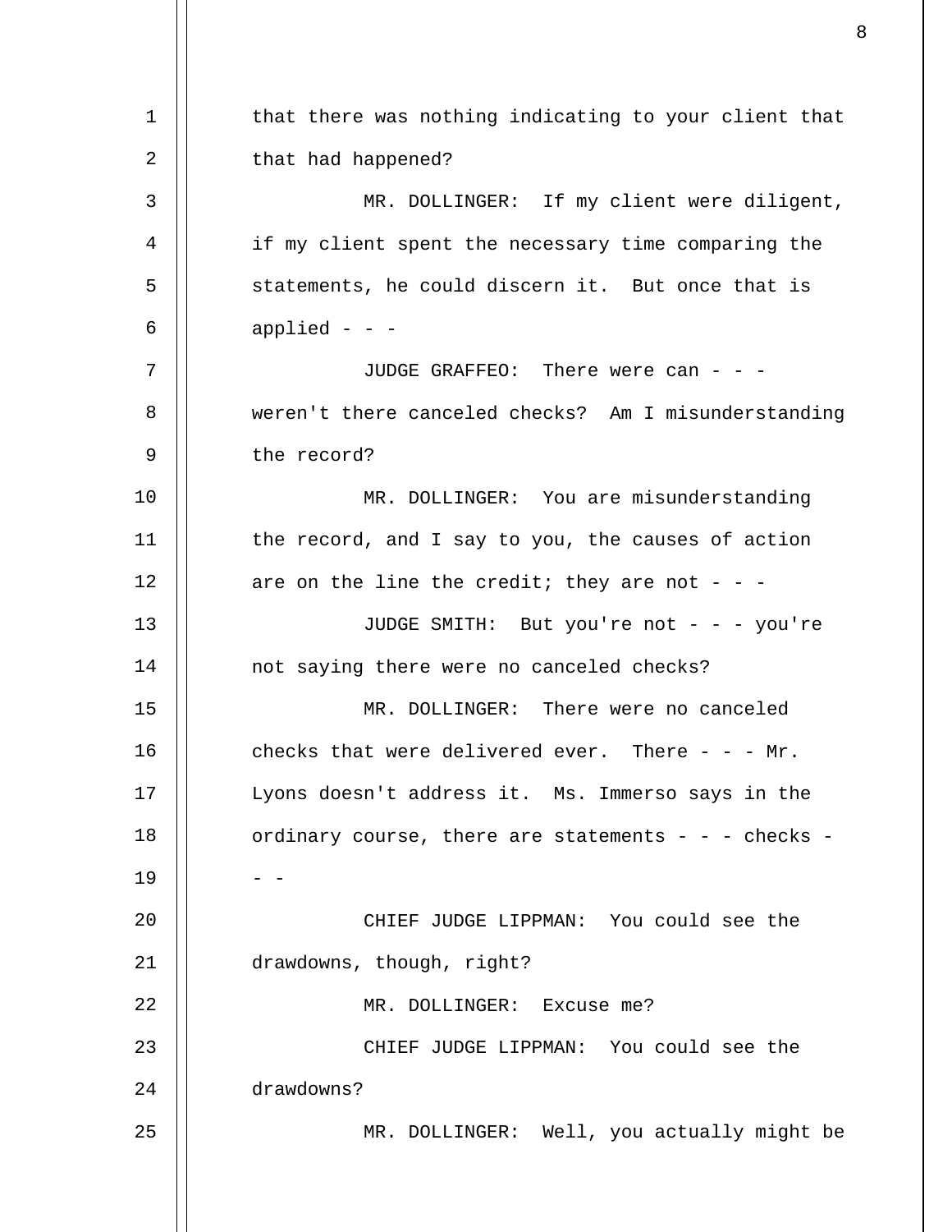that there was nothing indicating to your client that that had happened?

MR. DOLLINGER: If my client were diligent, if my client spent the necessary time comparing the statements, he could discern it. But once that is applied - - -

JUDGE GRAFFEO: There were can - - - weren't there canceled checks? Am I misunderstanding the record?

MR. DOLLINGER: You are misunderstanding the record, and I say to you, the causes of action are on the line the credit; they are not - - -

JUDGE SMITH: But you're not - - - you're not saying there were no canceled checks?

MR. DOLLINGER: There were no canceled checks that were delivered ever. There - - - Mr. Lyons doesn't address it. Ms. Immerso says in the ordinary course, there are statements - - - checks - - -

CHIEF JUDGE LIPPMAN: You could see the drawdowns, though, right?

MR. DOLLINGER: Excuse me?

CHIEF JUDGE LIPPMAN: You could see the drawdowns?

MR. DOLLINGER: Well, you actually might be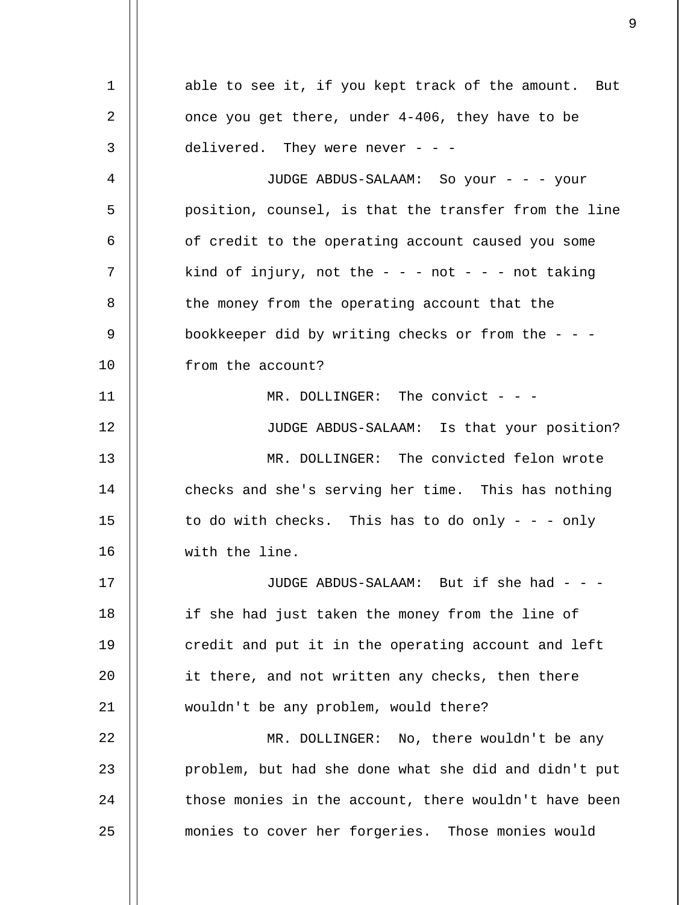able to see it, if you kept track of the amount. But once you get there, under 4-406, they have to be delivered. They were never - - -

JUDGE ABDUS-SALAAM: So your - - - your position, counsel, is that the transfer from the line of credit to the operating account caused you some kind of injury, not the - - - not - - - not taking the money from the operating account that the bookkeeper did by writing checks or from the - - - from the account?

MR. DOLLINGER: The convict - - -

JUDGE ABDUS-SALAAM: Is that your position?

MR. DOLLINGER: The convicted felon wrote checks and she's serving her time. This has nothing to do with checks. This has to do only - - - only with the line.

JUDGE ABDUS-SALAAM: But if she had - - - if she had just taken the money from the line of credit and put it in the operating account and left it there, and not written any checks, then there wouldn't be any problem, would there?

MR. DOLLINGER: No, there wouldn't be any problem, but had she done what she did and didn't put those monies in the account, there wouldn't have been monies to cover her forgeries. Those monies would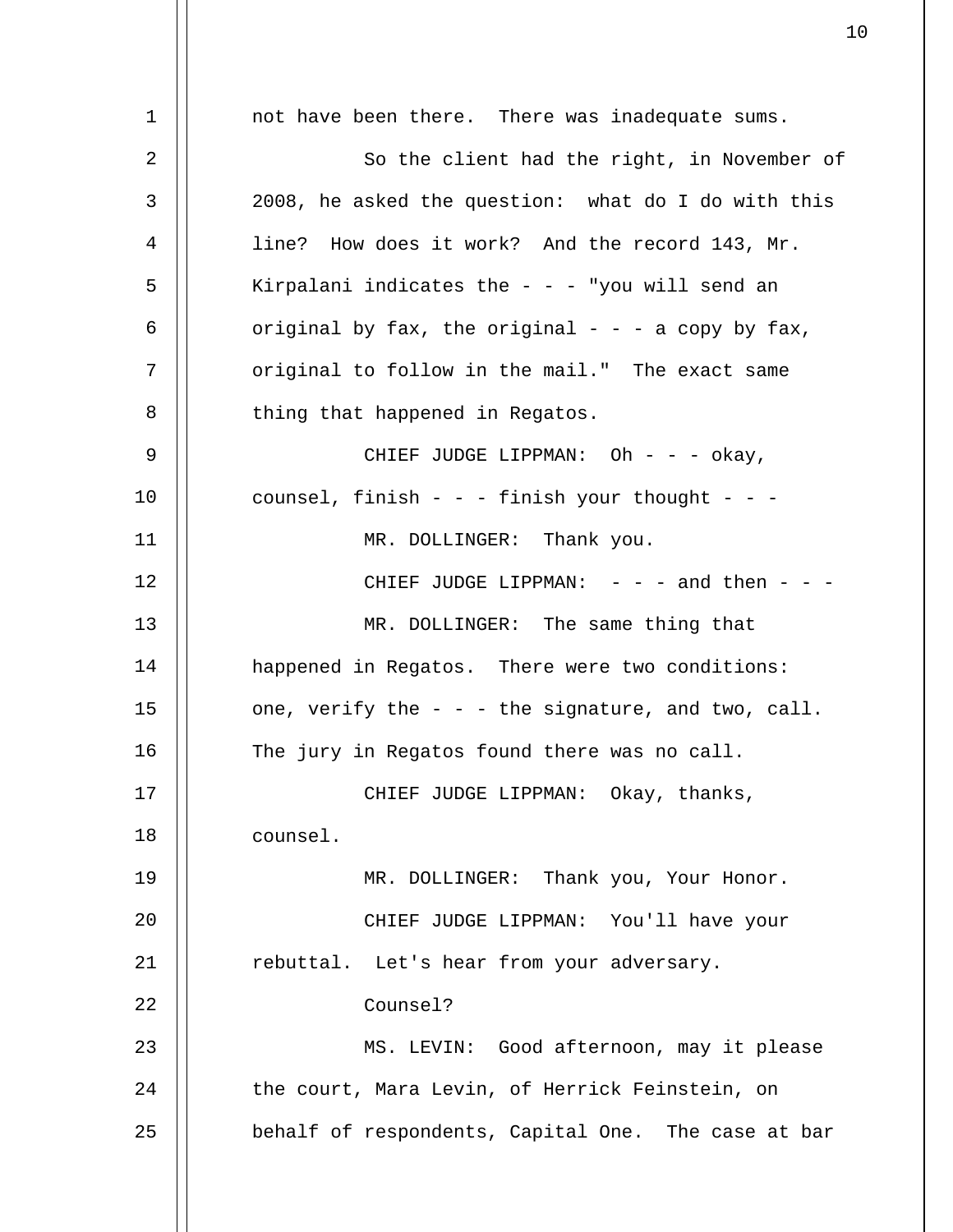not have been there. There was inadequate sums.

So the client had the right, in November of 2008, he asked the question: what do I do with this line? How does it work? And the record 143, Mr. Kirpalani indicates the - - - "you will send an original by fax, the original - - - a copy by fax, original to follow in the mail." The exact same thing that happened in Regatos.

CHIEF JUDGE LIPPMAN: Oh - - - okay, counsel, finish - - - finish your thought - - -

MR. DOLLINGER: Thank you.

CHIEF JUDGE LIPPMAN: - - - and then - - -

MR. DOLLINGER: The same thing that happened in Regatos. There were two conditions: one, verify the - - - the signature, and two, call. The jury in Regatos found there was no call.

CHIEF JUDGE LIPPMAN: Okay, thanks, counsel.

MR. DOLLINGER: Thank you, Your Honor.

CHIEF JUDGE LIPPMAN: You'll have your rebuttal. Let's hear from your adversary.

Counsel?

MS. LEVIN: Good afternoon, may it please the court, Mara Levin, of Herrick Feinstein, on behalf of respondents, Capital One. The case at bar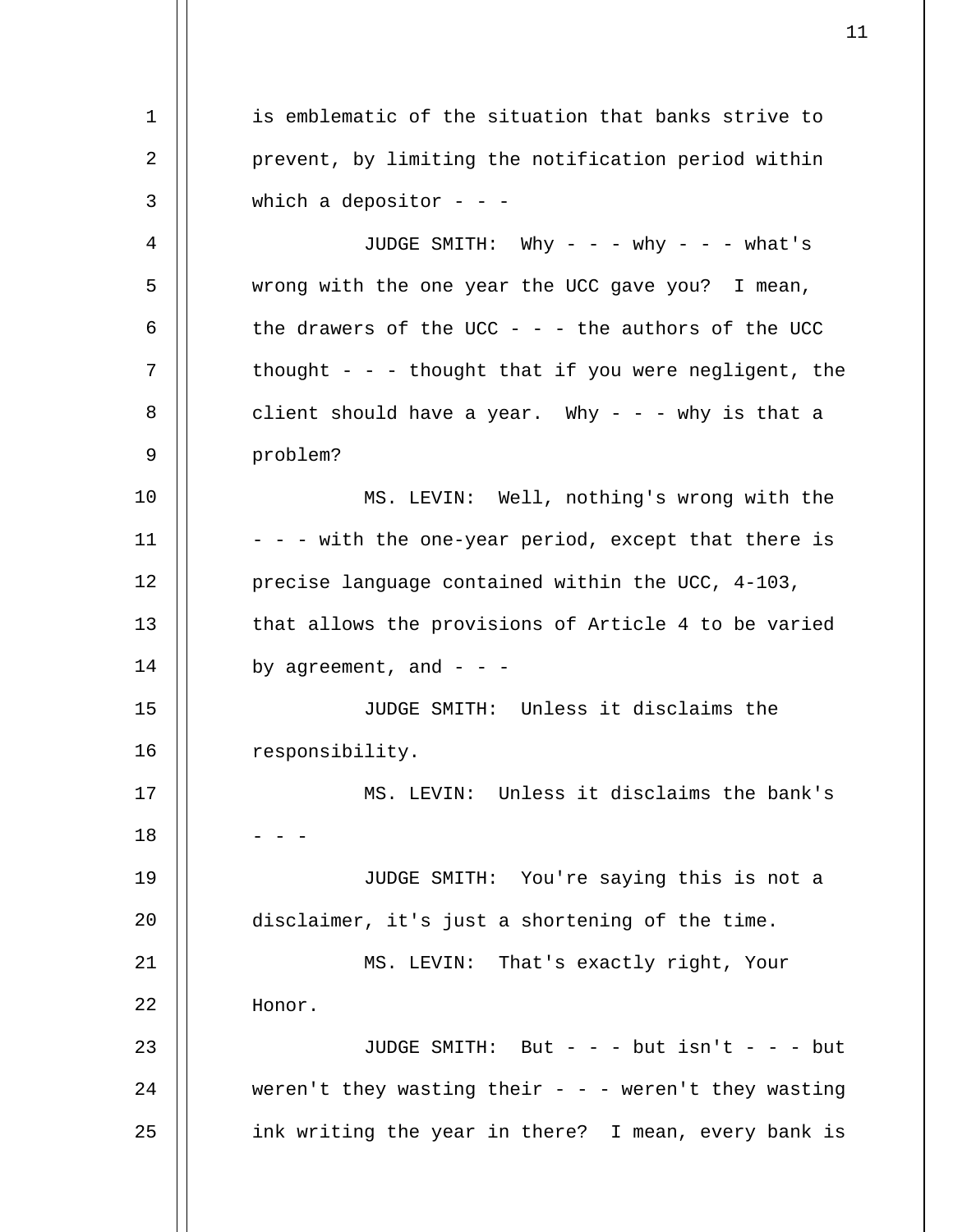is emblematic of the situation that banks strive to prevent, by limiting the notification period within which a depositor - - -

JUDGE SMITH: Why - - - why - - - what's wrong with the one year the UCC gave you? I mean, the drawers of the UCC - - - the authors of the UCC thought - - - thought that if you were negligent, the client should have a year. Why - - - why is that a problem?

MS. LEVIN: Well, nothing's wrong with the - - - with the one-year period, except that there is precise language contained within the UCC, 4-103, that allows the provisions of Article 4 to be varied by agreement, and - - -

JUDGE SMITH: Unless it disclaims the responsibility.

MS. LEVIN: Unless it disclaims the bank's - - -

JUDGE SMITH: You're saying this is not a disclaimer, it's just a shortening of the time.

MS. LEVIN: That's exactly right, Your Honor.

JUDGE SMITH: But - - - but isn't - - - but weren't they wasting their - - - weren't they wasting ink writing the year in there? I mean, every bank is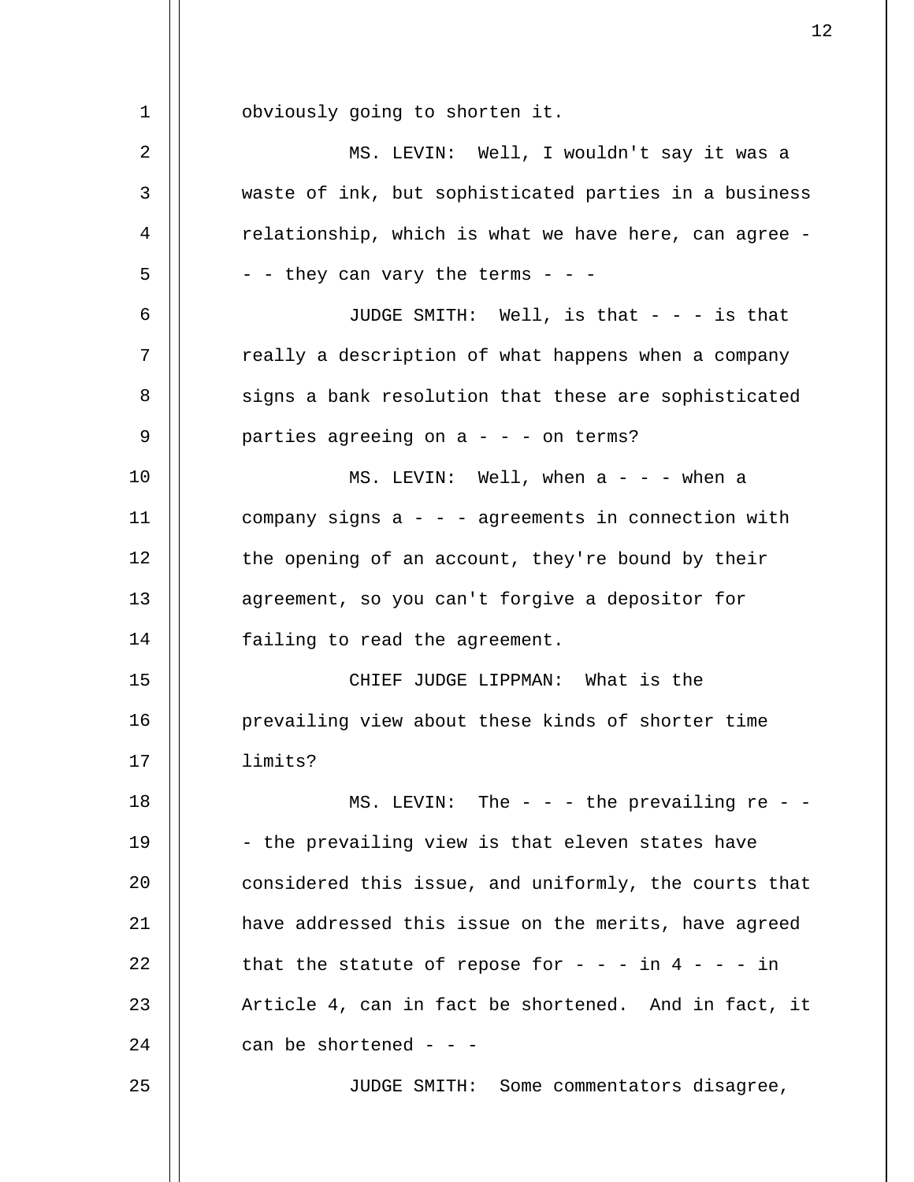obviously going to shorten it.

MS. LEVIN: Well, I wouldn't say it was a waste of ink, but sophisticated parties in a business relationship, which is what we have here, can agree - - - they can vary the terms - - -

JUDGE SMITH: Well, is that - - - is that really a description of what happens when a company signs a bank resolution that these are sophisticated parties agreeing on a - - - on terms?

MS. LEVIN: Well, when a - - - when a company signs a - - - agreements in connection with the opening of an account, they're bound by their agreement, so you can't forgive a depositor for failing to read the agreement.

CHIEF JUDGE LIPPMAN: What is the prevailing view about these kinds of shorter time limits?

MS. LEVIN: The - - - the prevailing re - - - the prevailing view is that eleven states have considered this issue, and uniformly, the courts that have addressed this issue on the merits, have agreed that the statute of repose for - - - in 4 - - - in Article 4, can in fact be shortened. And in fact, it can be shortened - - -

JUDGE SMITH: Some commentators disagree,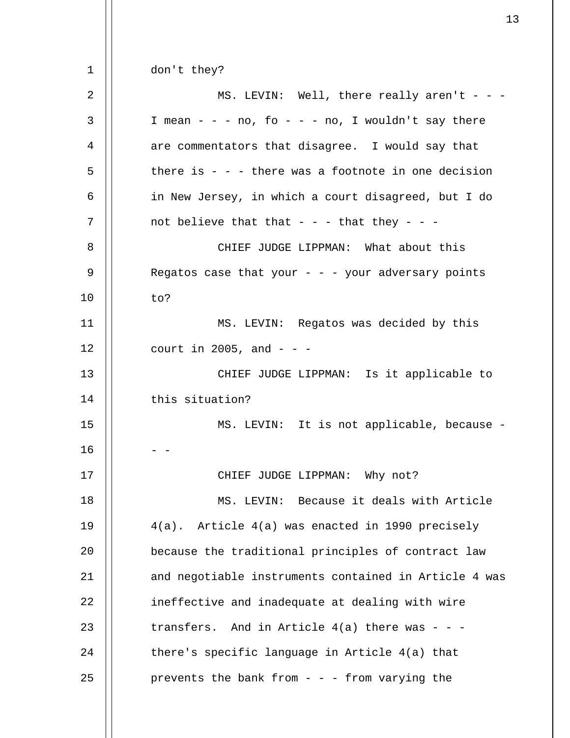don't they?

MS. LEVIN: Well, there really aren't - - - I mean - - - no, fo - - - no, I wouldn't say there are commentators that disagree. I would say that there is - - - there was a footnote in one decision in New Jersey, in which a court disagreed, but I do not believe that that - - - that they - - -

CHIEF JUDGE LIPPMAN: What about this Regatos case that your - - - your adversary points to?

MS. LEVIN: Regatos was decided by this court in 2005, and - - -

CHIEF JUDGE LIPPMAN: Is it applicable to this situation?

MS. LEVIN: It is not applicable, because - - -

CHIEF JUDGE LIPPMAN: Why not?

MS. LEVIN: Because it deals with Article 4(a). Article 4(a) was enacted in 1990 precisely because the traditional principles of contract law and negotiable instruments contained in Article 4 was ineffective and inadequate at dealing with wire transfers. And in Article 4(a) there was - - - there's specific language in Article 4(a) that prevents the bank from - - - from varying the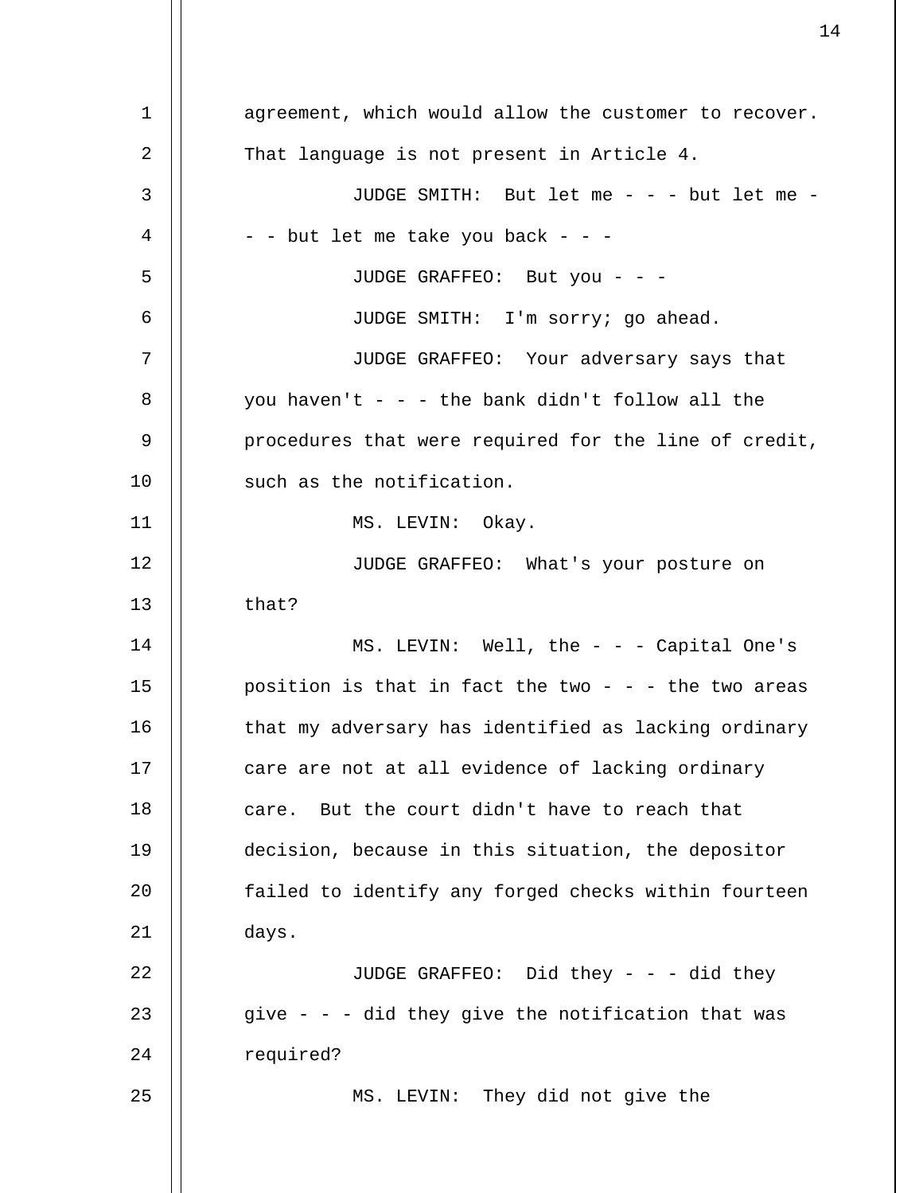agreement, which would allow the customer to recover. That language is not present in Article 4.

JUDGE SMITH: But let me - - - but let me - - - but let me take you back - - -

JUDGE GRAFFEO: But you - - -

JUDGE SMITH: I'm sorry; go ahead.

JUDGE GRAFFEO: Your adversary says that you haven't - - - the bank didn't follow all the procedures that were required for the line of credit, such as the notification.

MS. LEVIN: Okay.

JUDGE GRAFFEO: What's your posture on that?

MS. LEVIN: Well, the - - - Capital One's position is that in fact the two - - - the two areas that my adversary has identified as lacking ordinary care are not at all evidence of lacking ordinary care. But the court didn't have to reach that decision, because in this situation, the depositor failed to identify any forged checks within fourteen days.

JUDGE GRAFFEO: Did they - - - did they give - - - did they give the notification that was required?

MS. LEVIN: They did not give the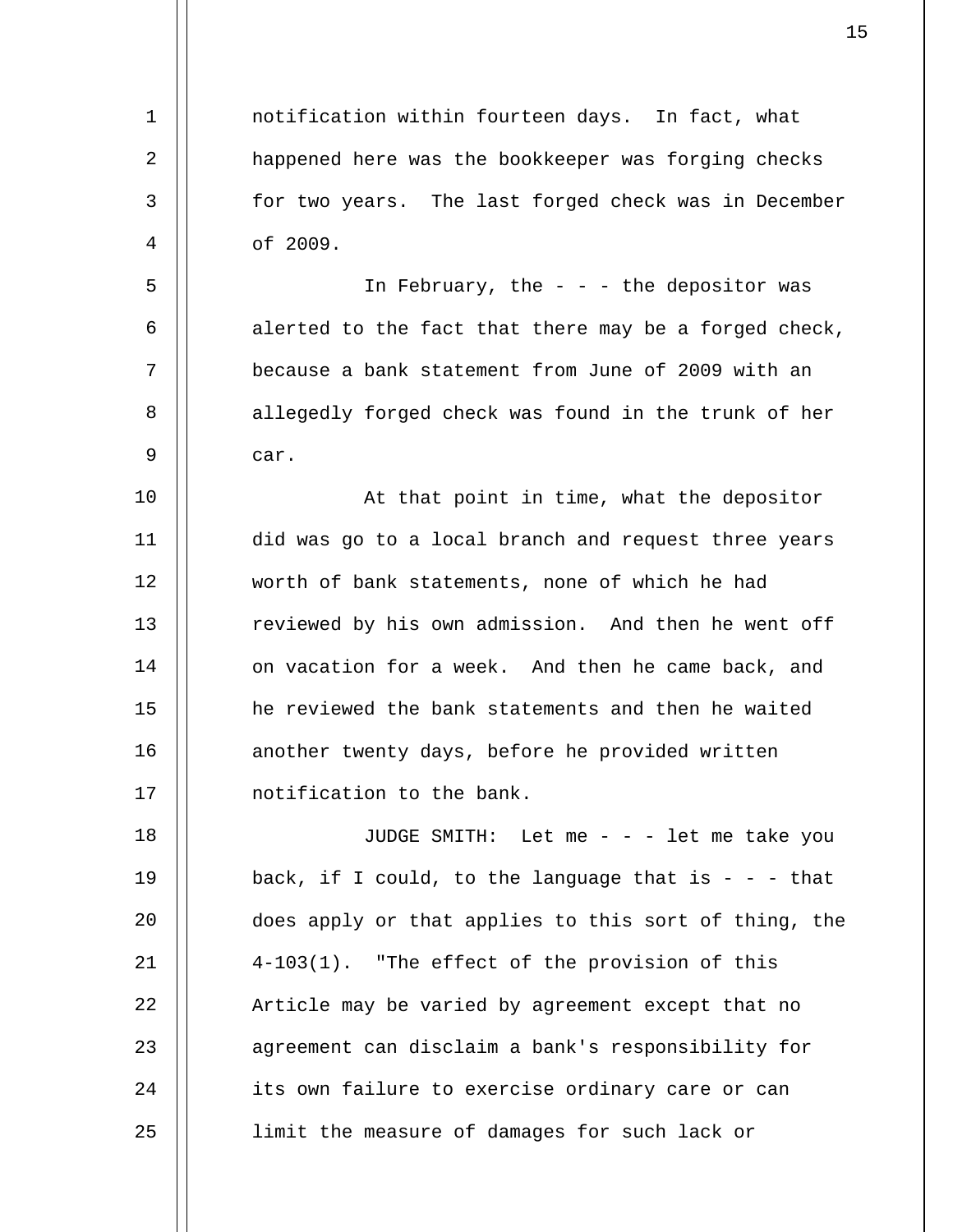notification within fourteen days. In fact, what happened here was the bookkeeper was forging checks for two years. The last forged check was in December of 2009.

In February, the - - - the depositor was alerted to the fact that there may be a forged check, because a bank statement from June of 2009 with an allegedly forged check was found in the trunk of her car.

At that point in time, what the depositor did was go to a local branch and request three years worth of bank statements, none of which he had reviewed by his own admission. And then he went off on vacation for a week. And then he came back, and he reviewed the bank statements and then he waited another twenty days, before he provided written notification to the bank.

JUDGE SMITH: Let me - - - let me take you back, if I could, to the language that is - - - that does apply or that applies to this sort of thing, the 4-103(1). "The effect of the provision of this Article may be varied by agreement except that no agreement can disclaim a bank's responsibility for its own failure to exercise ordinary care or can limit the measure of damages for such lack or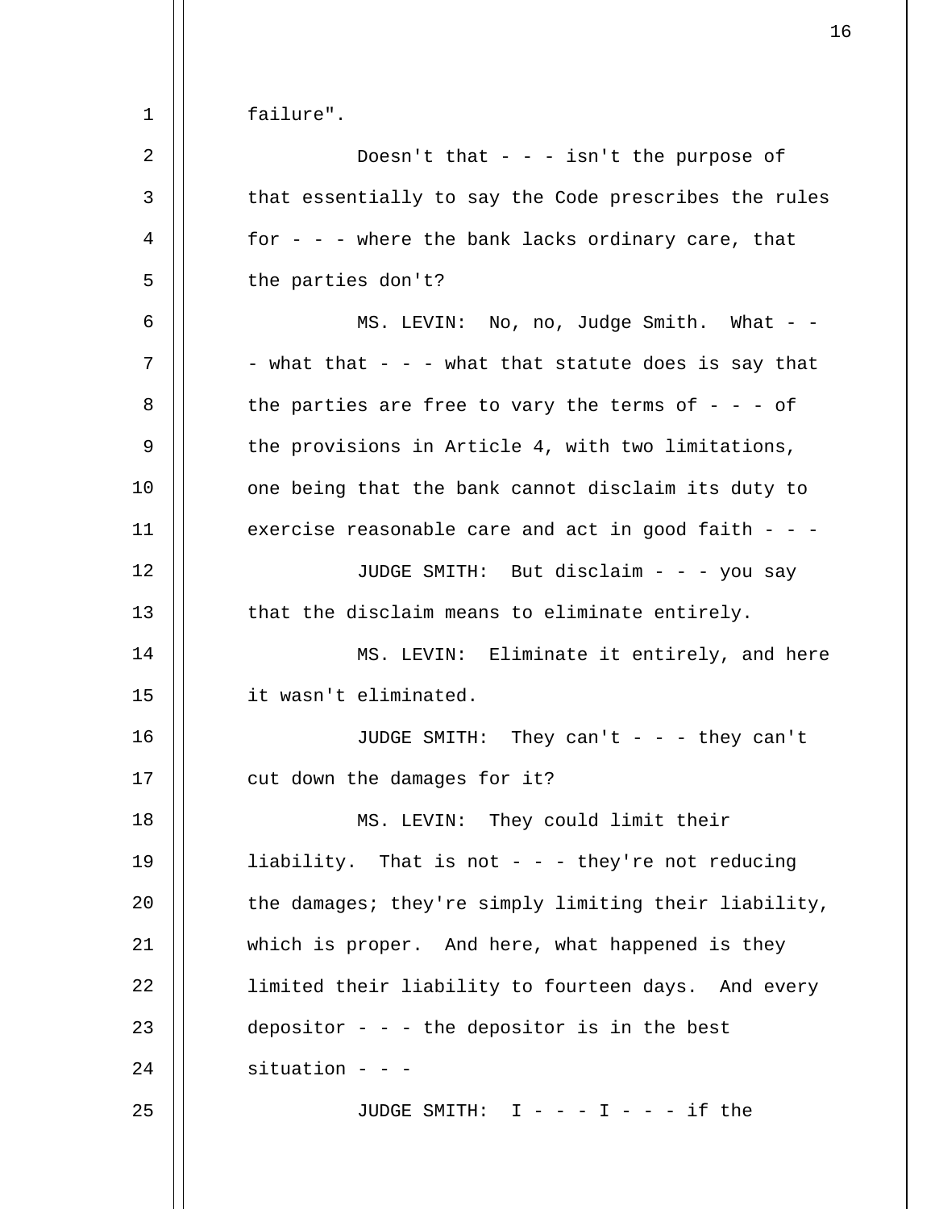failure".

Doesn't that - - - isn't the purpose of that essentially to say the Code prescribes the rules for - - - where the bank lacks ordinary care, that the parties don't?

MS. LEVIN: No, no, Judge Smith. What - - - what that - - - what that statute does is say that the parties are free to vary the terms of - - - of the provisions in Article 4, with two limitations, one being that the bank cannot disclaim its duty to exercise reasonable care and act in good faith - - -

JUDGE SMITH: But disclaim - - - you say that the disclaim means to eliminate entirely.

MS. LEVIN: Eliminate it entirely, and here it wasn't eliminated.

JUDGE SMITH: They can't - - - they can't cut down the damages for it?

MS. LEVIN: They could limit their liability. That is not - - - they're not reducing the damages; they're simply limiting their liability, which is proper. And here, what happened is they limited their liability to fourteen days. And every depositor - - - the depositor is in the best situation - - -

JUDGE SMITH: I - - - I - - - if the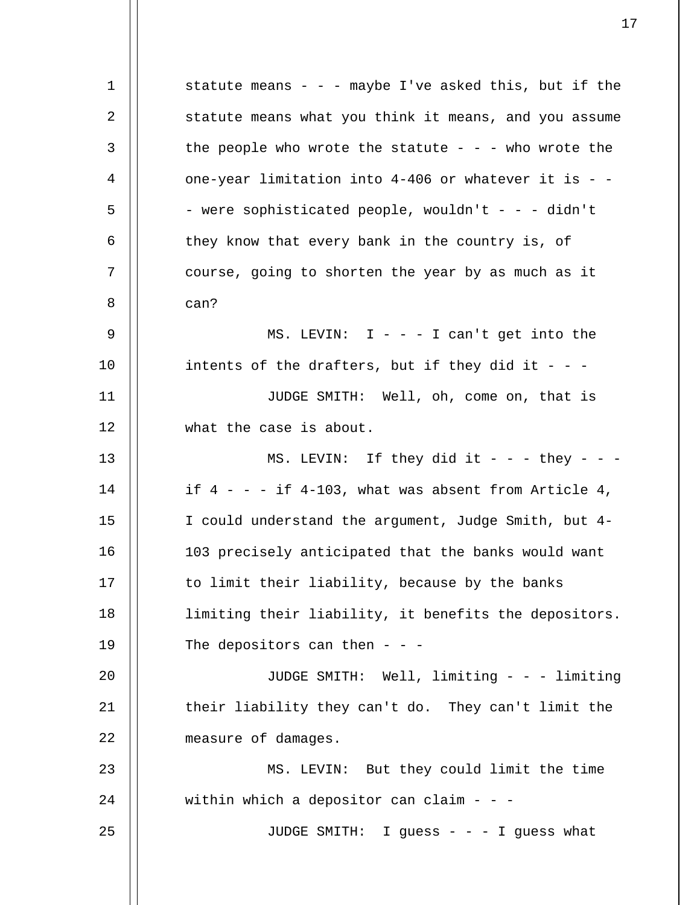statute means - - - maybe I've asked this, but if the statute means what you think it means, and you assume the people who wrote the statute - - - who wrote the one-year limitation into 4-406 or whatever it is - - - were sophisticated people, wouldn't - - - didn't they know that every bank in the country is, of course, going to shorten the year by as much as it can?

MS. LEVIN: I - - - I can't get into the intents of the drafters, but if they did it - - -

JUDGE SMITH: Well, oh, come on, that is what the case is about.

MS. LEVIN: If they did it - - - they - - - if 4 - - - if 4-103, what was absent from Article 4, I could understand the argument, Judge Smith, but 4-103 precisely anticipated that the banks would want to limit their liability, because by the banks limiting their liability, it benefits the depositors. The depositors can then - - -

JUDGE SMITH: Well, limiting - - - limiting their liability they can't do. They can't limit the measure of damages.

MS. LEVIN: But they could limit the time within which a depositor can claim - - -

JUDGE SMITH: I guess - - - I guess what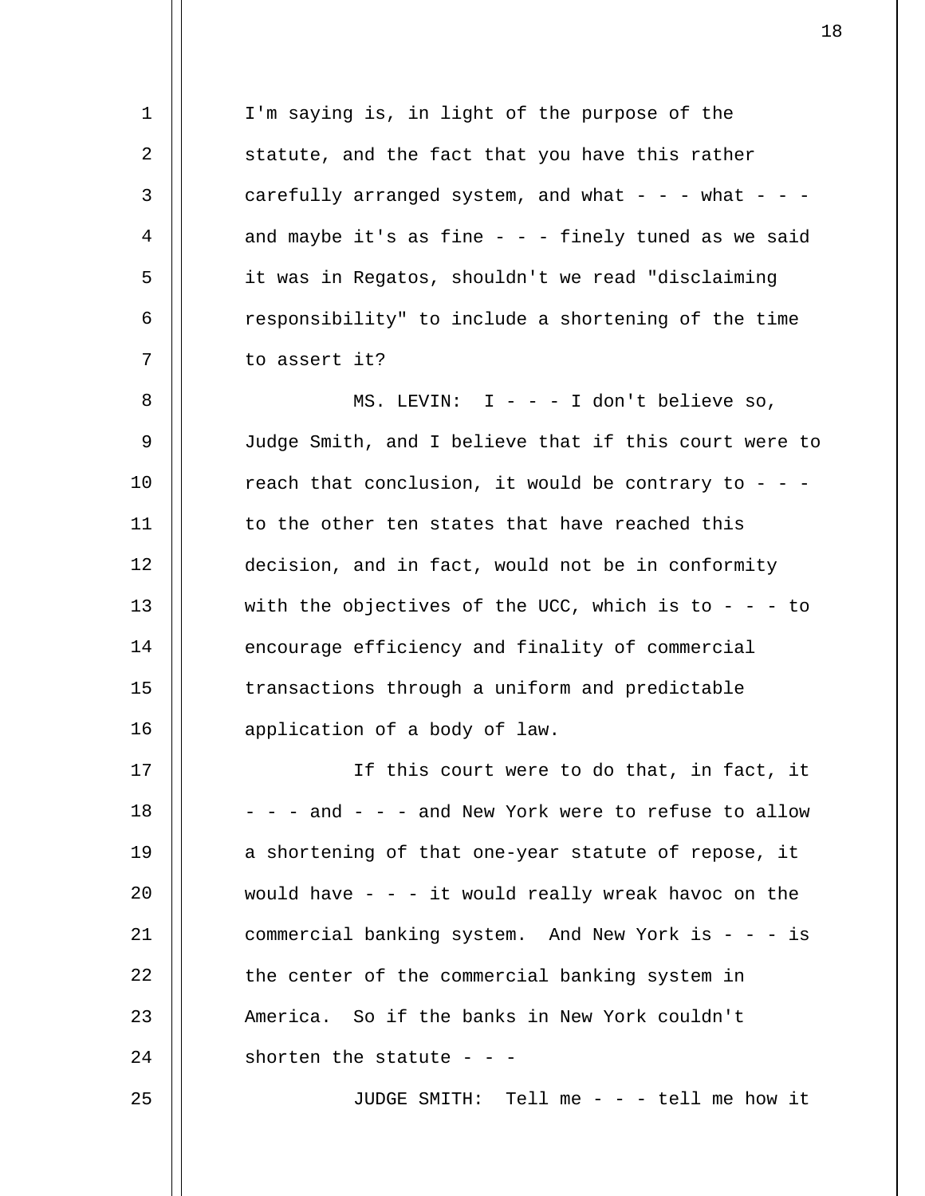I'm saying is, in light of the purpose of the statute, and the fact that you have this rather carefully arranged system, and what - - - what - - - and maybe it's as fine - - - finely tuned as we said it was in Regatos, shouldn't we read "disclaiming responsibility" to include a shortening of the time to assert it?

MS. LEVIN: I - - - I don't believe so, Judge Smith, and I believe that if this court were to reach that conclusion, it would be contrary to - - - to the other ten states that have reached this decision, and in fact, would not be in conformity with the objectives of the UCC, which is to - - - to encourage efficiency and finality of commercial transactions through a uniform and predictable application of a body of law.

If this court were to do that, in fact, it - - - and - - - and New York were to refuse to allow a shortening of that one-year statute of repose, it would have - - - it would really wreak havoc on the commercial banking system. And New York is - - - is the center of the commercial banking system in America. So if the banks in New York couldn't shorten the statute - - -

JUDGE SMITH: Tell me - - - tell me how it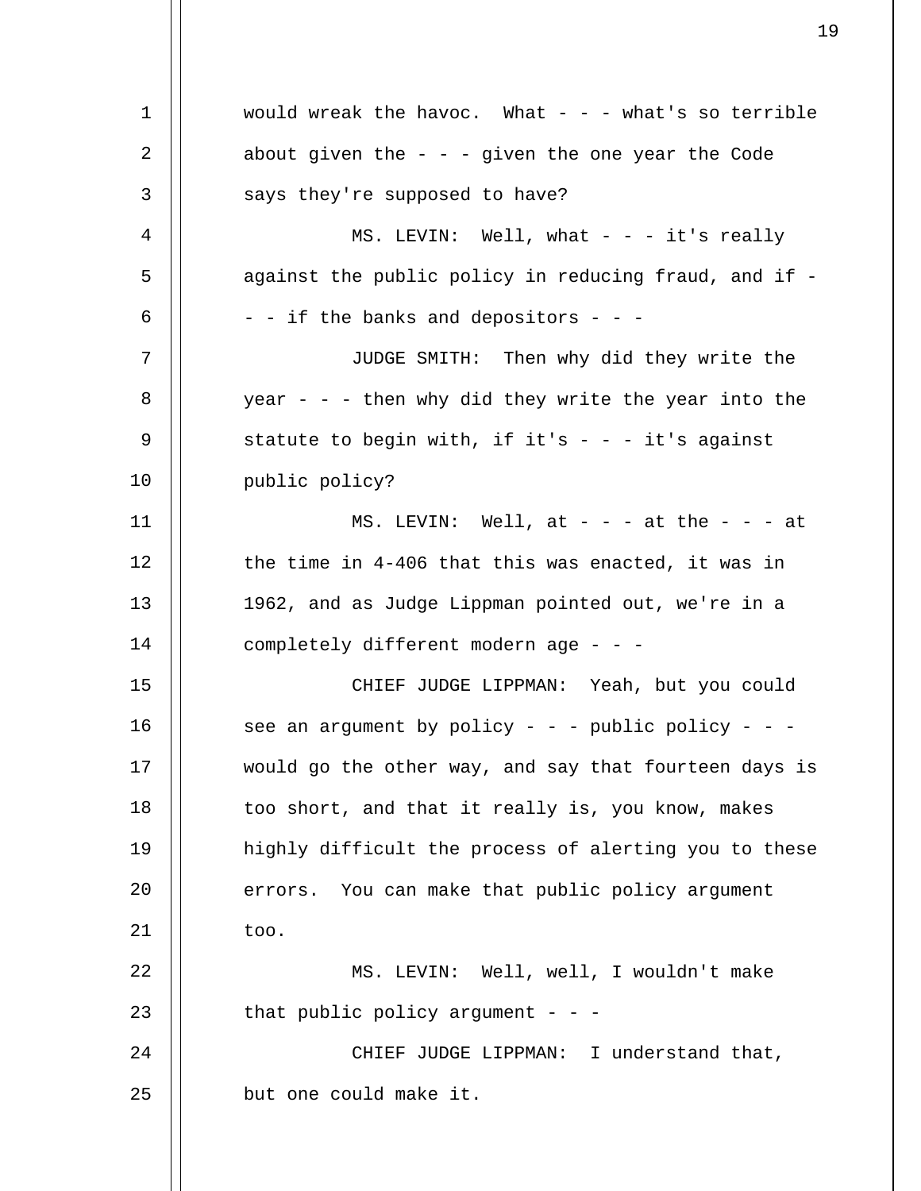would wreak the havoc. What - - - what's so terrible about given the - - - given the one year the Code says they're supposed to have?

MS. LEVIN: Well, what - - - it's really against the public policy in reducing fraud, and if - - - if the banks and depositors - - -

JUDGE SMITH: Then why did they write the year - - - then why did they write the year into the statute to begin with, if it's - - - it's against public policy?

MS. LEVIN: Well, at - - - at the - - - at the time in 4-406 that this was enacted, it was in 1962, and as Judge Lippman pointed out, we're in a completely different modern age - - -

CHIEF JUDGE LIPPMAN: Yeah, but you could see an argument by policy - - - public policy - - - would go the other way, and say that fourteen days is too short, and that it really is, you know, makes highly difficult the process of alerting you to these errors. You can make that public policy argument too.

MS. LEVIN: Well, well, I wouldn't make that public policy argument - - -

CHIEF JUDGE LIPPMAN: I understand that, but one could make it.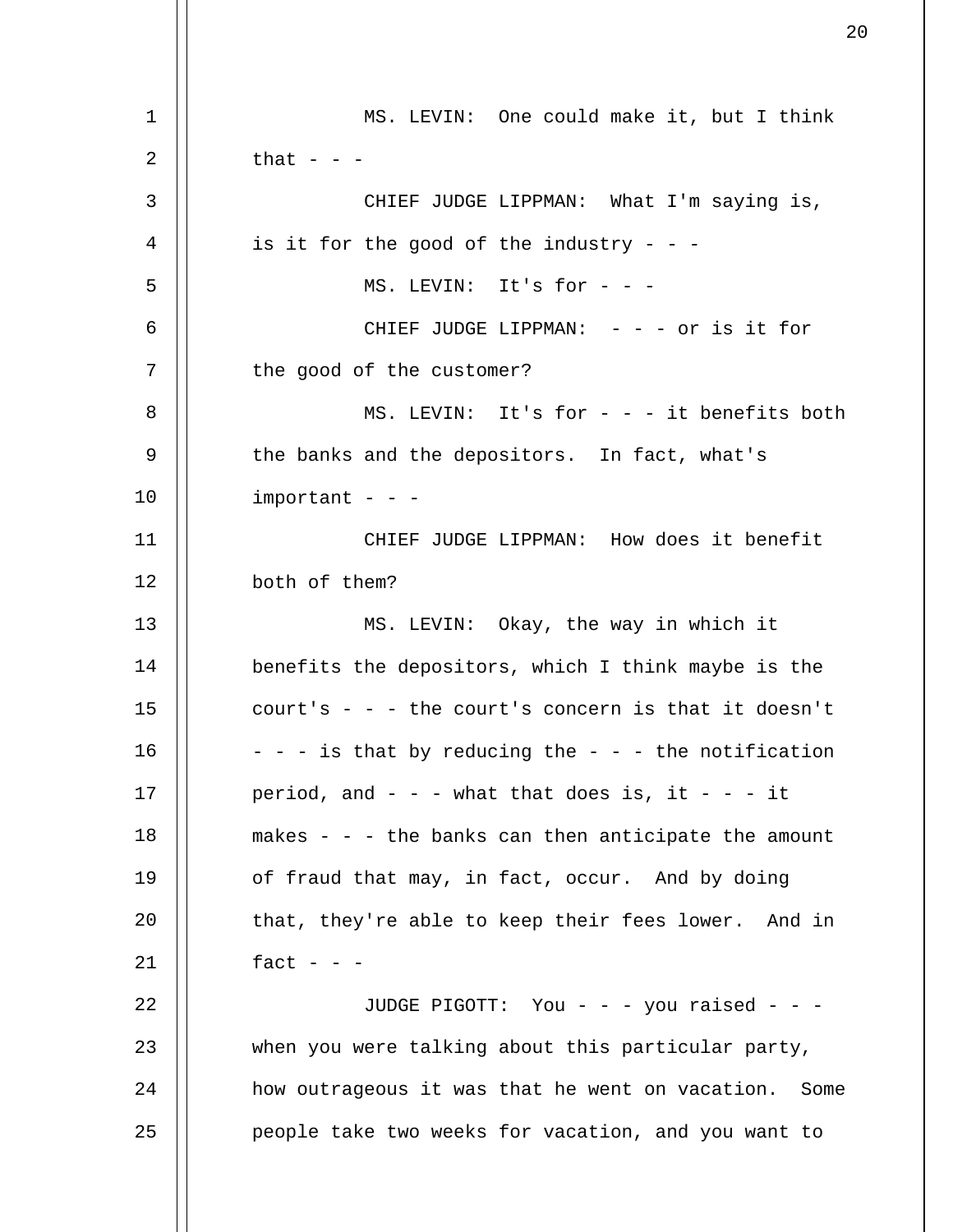MS. LEVIN: One could make it, but I think that - - -

CHIEF JUDGE LIPPMAN: What I'm saying is, is it for the good of the industry - - -

MS. LEVIN: It's for - - -

CHIEF JUDGE LIPPMAN: - - - or is it for the good of the customer?

MS. LEVIN: It's for - - - it benefits both the banks and the depositors. In fact, what's important - - -

CHIEF JUDGE LIPPMAN: How does it benefit both of them?

MS. LEVIN: Okay, the way in which it benefits the depositors, which I think maybe is the court's - - - the court's concern is that it doesn't - - - is that by reducing the - - - the notification period, and - - - what that does is, it - - - it makes - - - the banks can then anticipate the amount of fraud that may, in fact, occur. And by doing that, they're able to keep their fees lower. And in fact - - -

JUDGE PIGOTT: You - - - you raised - - - when you were talking about this particular party, how outrageous it was that he went on vacation. Some people take two weeks for vacation, and you want to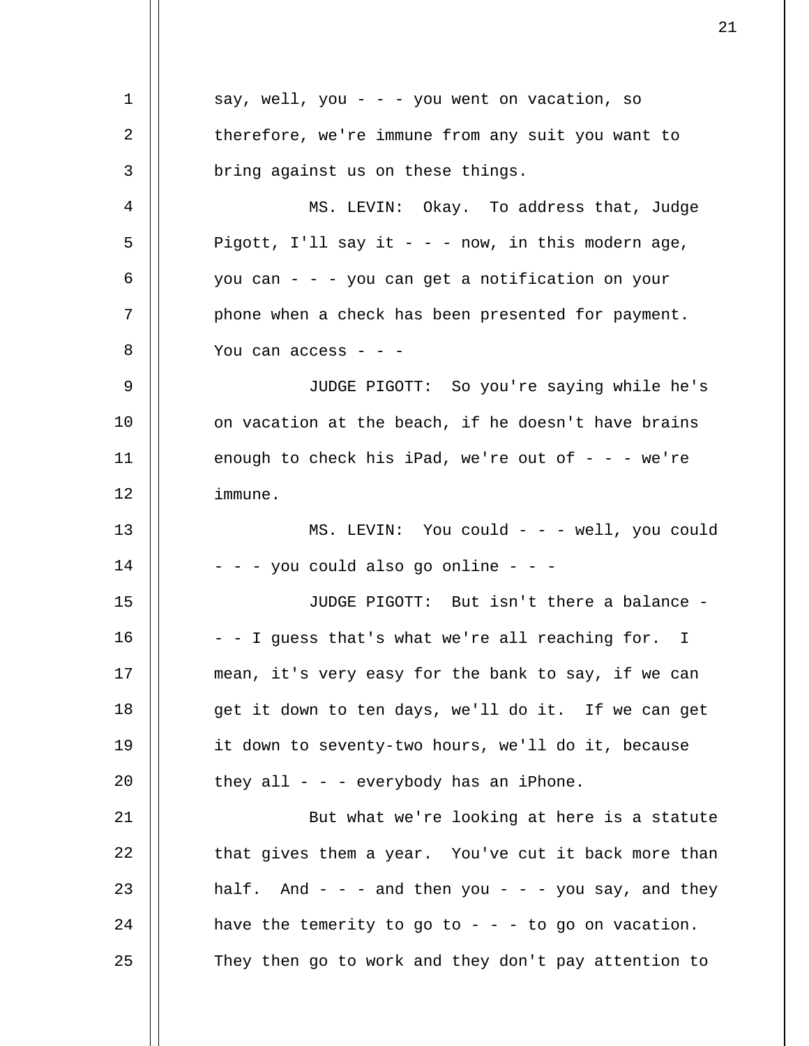say, well, you - - - you went on vacation, so therefore, we're immune from any suit you want to bring against us on these things.

MS. LEVIN: Okay. To address that, Judge Pigott, I'll say it - - - now, in this modern age, you can - - - you can get a notification on your phone when a check has been presented for payment. You can access - - -

JUDGE PIGOTT: So you're saying while he's on vacation at the beach, if he doesn't have brains enough to check his iPad, we're out of - - - we're immune.

MS. LEVIN: You could - - - well, you could - - - you could also go online - - -

JUDGE PIGOTT: But isn't there a balance - - - I guess that's what we're all reaching for. I mean, it's very easy for the bank to say, if we can get it down to ten days, we'll do it. If we can get it down to seventy-two hours, we'll do it, because they all - - - everybody has an iPhone.

But what we're looking at here is a statute that gives them a year. You've cut it back more than half. And - - - and then you - - - you say, and they have the temerity to go to - - - to go on vacation. They then go to work and they don't pay attention to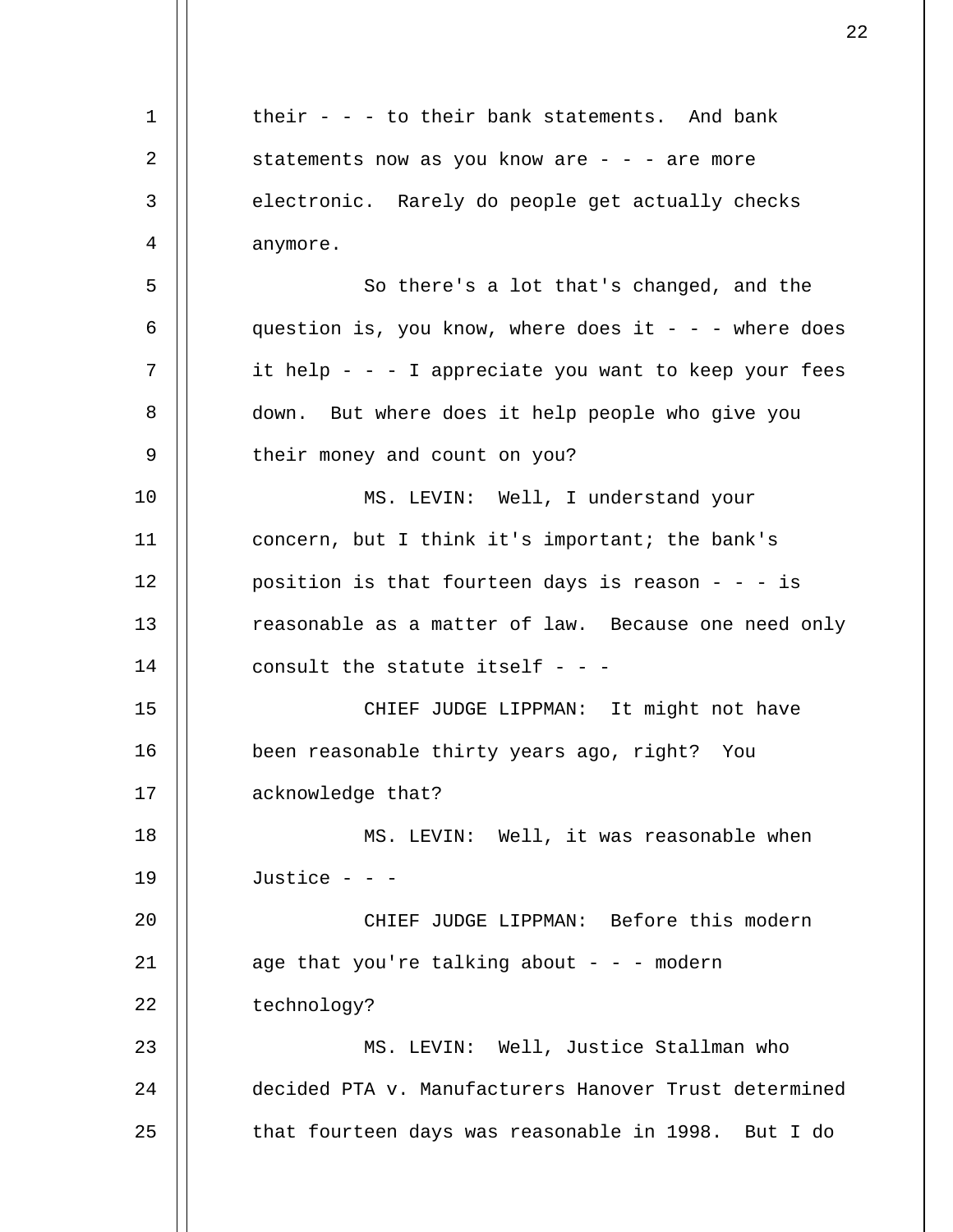their - - - to their bank statements. And bank statements now as you know are - - - are more electronic. Rarely do people get actually checks anymore.

So there's a lot that's changed, and the question is, you know, where does it - - - where does it help - - - I appreciate you want to keep your fees down. But where does it help people who give you their money and count on you?

MS. LEVIN: Well, I understand your concern, but I think it's important; the bank's position is that fourteen days is reason - - - is reasonable as a matter of law. Because one need only consult the statute itself - - -

CHIEF JUDGE LIPPMAN: It might not have been reasonable thirty years ago, right? You acknowledge that?

MS. LEVIN: Well, it was reasonable when Justice - - -

CHIEF JUDGE LIPPMAN: Before this modern age that you're talking about - - - modern technology?

MS. LEVIN: Well, Justice Stallman who decided PTA v. Manufacturers Hanover Trust determined that fourteen days was reasonable in 1998. But I do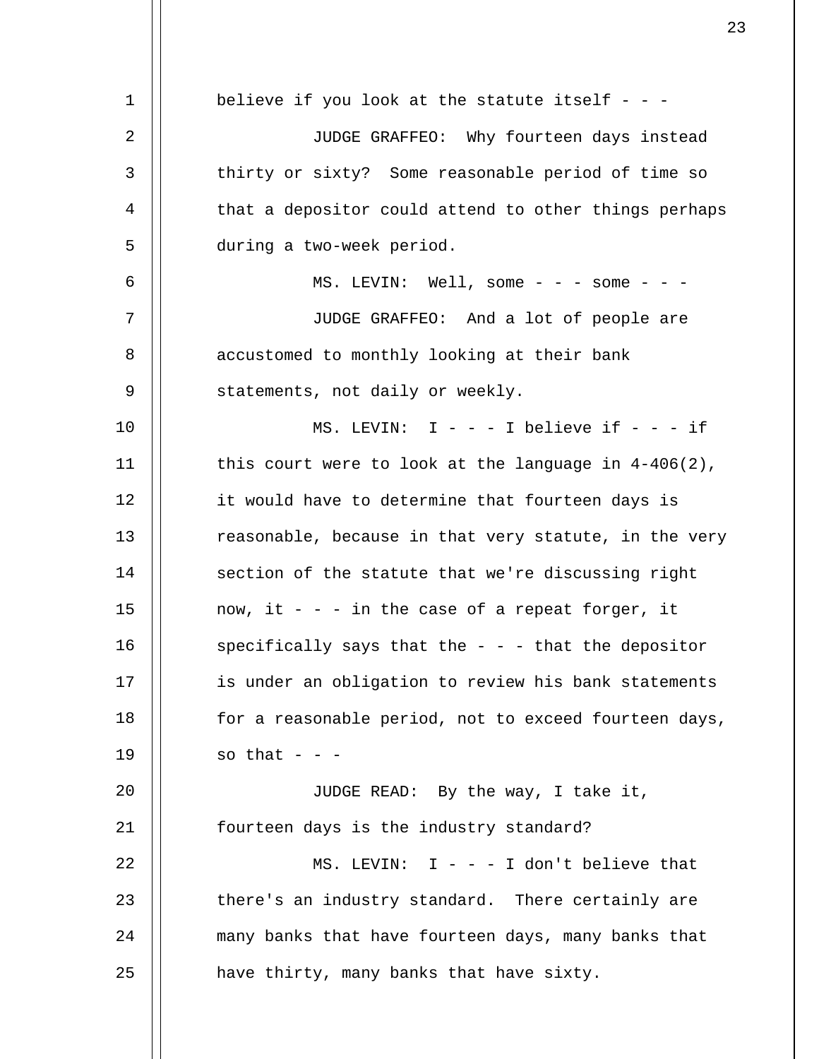believe if you look at the statute itself - - -

JUDGE GRAFFEO: Why fourteen days instead thirty or sixty? Some reasonable period of time so that a depositor could attend to other things perhaps during a two-week period.

MS. LEVIN: Well, some - - - some - - -

JUDGE GRAFFEO: And a lot of people are accustomed to monthly looking at their bank statements, not daily or weekly.

MS. LEVIN: I - - - I believe if - - - if this court were to look at the language in 4-406(2), it would have to determine that fourteen days is reasonable, because in that very statute, in the very section of the statute that we're discussing right now, it - - - in the case of a repeat forger, it specifically says that the - - - that the depositor is under an obligation to review his bank statements for a reasonable period, not to exceed fourteen days, so that - - -

JUDGE READ: By the way, I take it, fourteen days is the industry standard?

MS. LEVIN: I - - - I don't believe that there's an industry standard. There certainly are many banks that have fourteen days, many banks that have thirty, many banks that have sixty.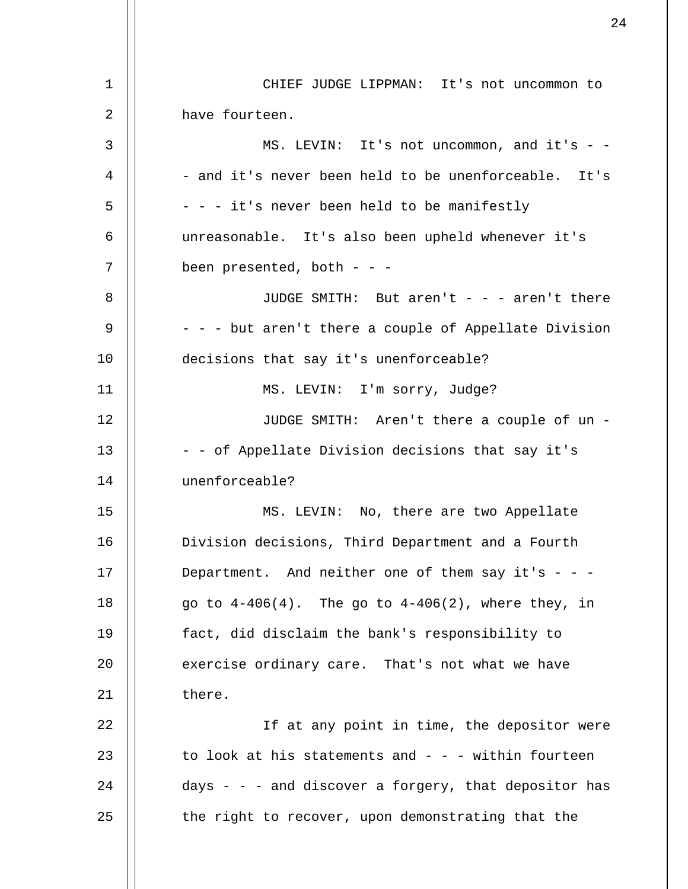CHIEF JUDGE LIPPMAN: It's not uncommon to have fourteen.

MS. LEVIN: It's not uncommon, and it's - - - and it's never been held to be unenforceable. It's - - - it's never been held to be manifestly unreasonable. It's also been upheld whenever it's been presented, both - - -

JUDGE SMITH: But aren't - - - aren't there - - - but aren't there a couple of Appellate Division decisions that say it's unenforceable?

MS. LEVIN: I'm sorry, Judge?

JUDGE SMITH: Aren't there a couple of un - - - of Appellate Division decisions that say it's unenforceable?

MS. LEVIN: No, there are two Appellate Division decisions, Third Department and a Fourth Department. And neither one of them say it's - - - go to 4-406(4). The go to 4-406(2), where they, in fact, did disclaim the bank's responsibility to exercise ordinary care. That's not what we have there.

If at any point in time, the depositor were to look at his statements and - - - within fourteen days - - - and discover a forgery, that depositor has the right to recover, upon demonstrating that the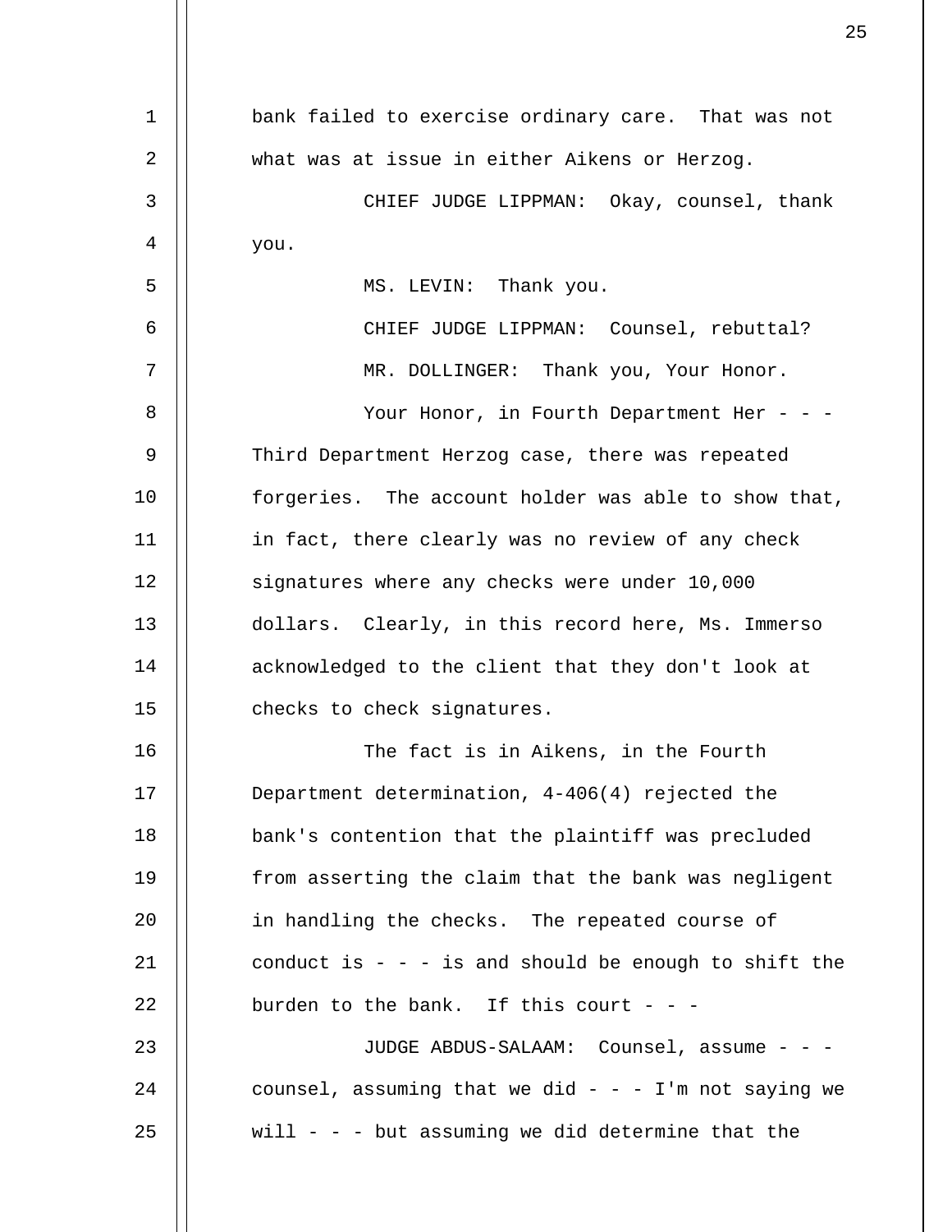bank failed to exercise ordinary care. That was not what was at issue in either Aikens or Herzog.

CHIEF JUDGE LIPPMAN: Okay, counsel, thank you.

MS. LEVIN: Thank you.

CHIEF JUDGE LIPPMAN: Counsel, rebuttal?

MR. DOLLINGER: Thank you, Your Honor.

Your Honor, in Fourth Department Her - - - Third Department Herzog case, there was repeated forgeries. The account holder was able to show that, in fact, there clearly was no review of any check signatures where any checks were under 10,000 dollars. Clearly, in this record here, Ms. Immerso acknowledged to the client that they don't look at checks to check signatures.

The fact is in Aikens, in the Fourth Department determination, 4-406(4) rejected the bank's contention that the plaintiff was precluded from asserting the claim that the bank was negligent in handling the checks. The repeated course of conduct is - - - is and should be enough to shift the burden to the bank. If this court - - -

JUDGE ABDUS-SALAAM: Counsel, assume - - - counsel, assuming that we did - - - I'm not saying we will - - - but assuming we did determine that the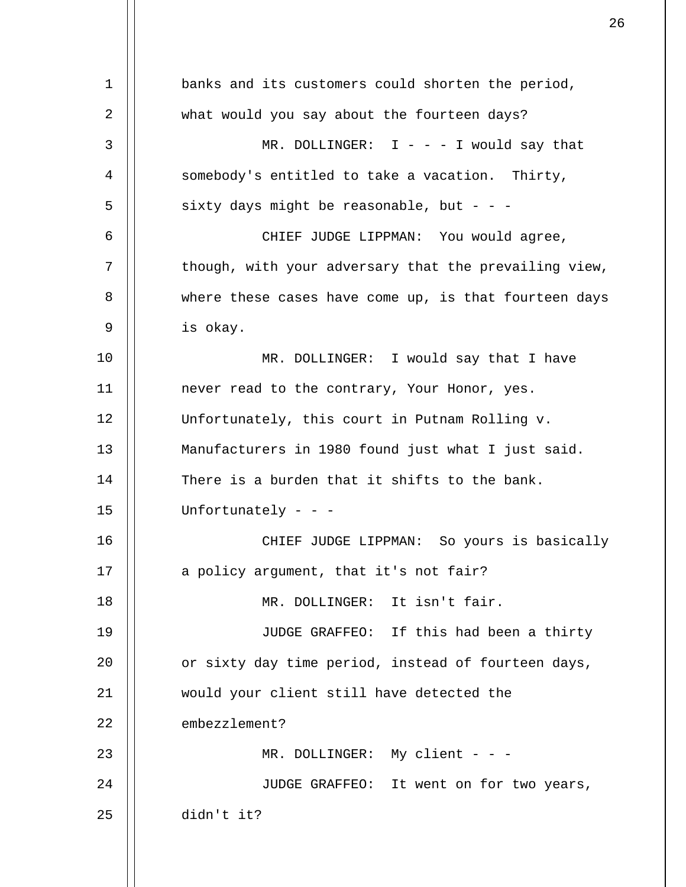banks and its customers could shorten the period, what would you say about the fourteen days?

MR. DOLLINGER: I - - - I would say that somebody's entitled to take a vacation. Thirty, sixty days might be reasonable, but - - -

CHIEF JUDGE LIPPMAN: You would agree, though, with your adversary that the prevailing view, where these cases have come up, is that fourteen days is okay.

MR. DOLLINGER: I would say that I have never read to the contrary, Your Honor, yes. Unfortunately, this court in Putnam Rolling v. Manufacturers in 1980 found just what I just said. There is a burden that it shifts to the bank. Unfortunately - - -

CHIEF JUDGE LIPPMAN: So yours is basically a policy argument, that it's not fair?

MR. DOLLINGER: It isn't fair.

JUDGE GRAFFEO: If this had been a thirty or sixty day time period, instead of fourteen days, would your client still have detected the embezzlement?

MR. DOLLINGER: My client - - -

JUDGE GRAFFEO: It went on for two years, didn't it?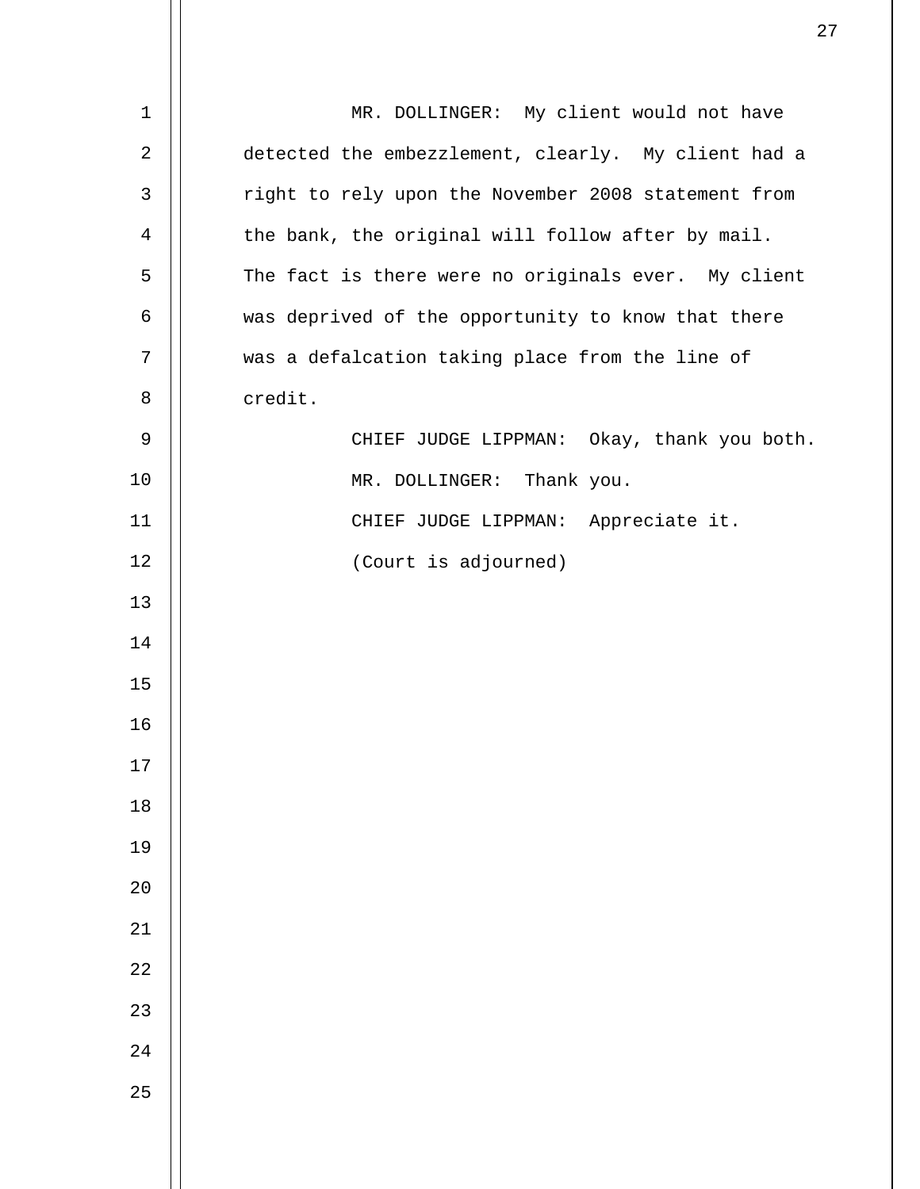MR. DOLLINGER: My client would not have detected the embezzlement, clearly. My client had a right to rely upon the November 2008 statement from the bank, the original will follow after by mail. The fact is there were no originals ever. My client was deprived of the opportunity to know that there was a defalcation taking place from the line of credit.

CHIEF JUDGE LIPPMAN: Okay, thank you both.

MR. DOLLINGER: Thank you.

CHIEF JUDGE LIPPMAN: Appreciate it.

(Court is adjourned)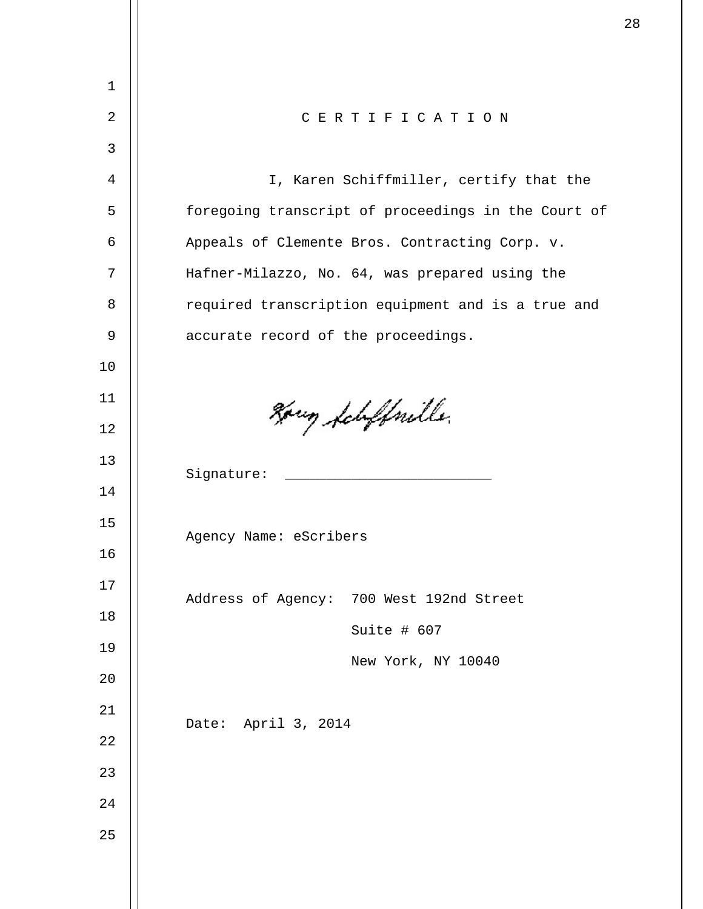# C E R T I F I C A T I O N

I, Karen Schiffmiller, certify that the foregoing transcript of proceedings in the Court of Appeals of Clemente Bros. Contracting Corp. v. Hafner-Milazzo, No. 64, was prepared using the required transcription equipment and is a true and accurate record of the proceedings.

Signature: _________________________

Agency Name: eScribers

Address of Agency: 700 West 192nd Street
Suite # 607
New York, NY 10040

Date: April 3, 2014